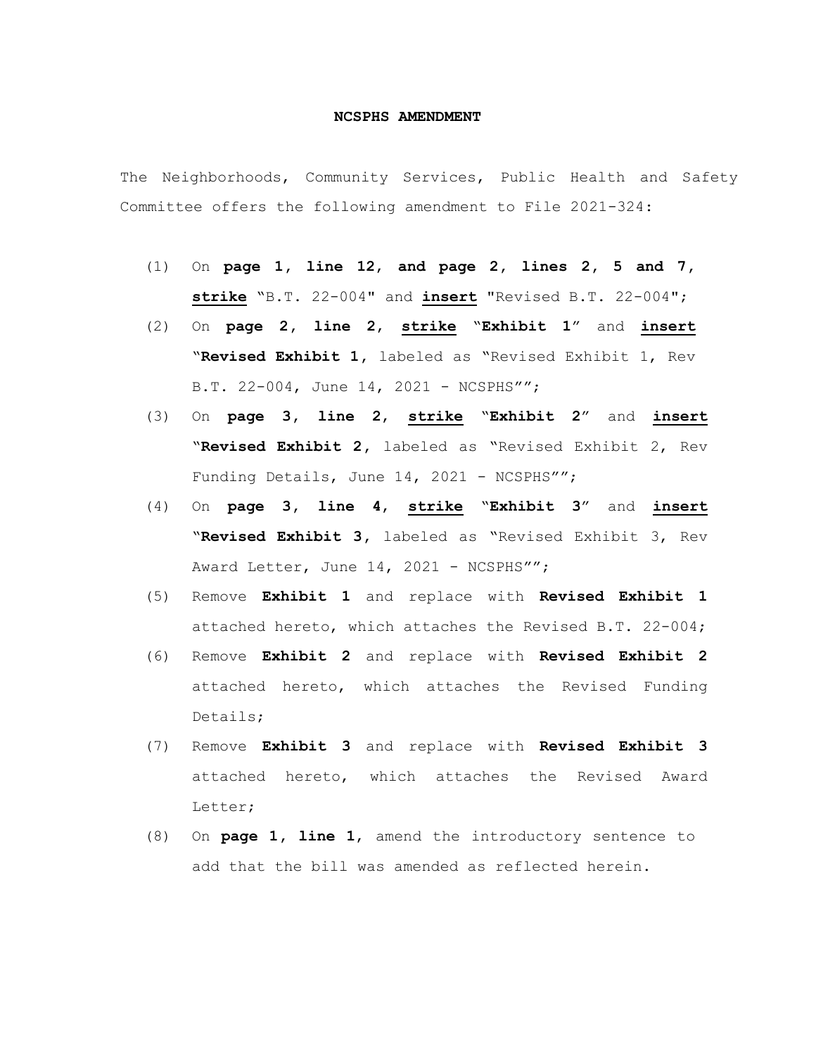**NCSPHS AMENDMENT**

The Neighborhoods, Community Services, Public Health and Safety Committee offers the following amendment to File 2021-324:

(1) On **page 1, line 12, and page 2, lines 2, 5 and 7,** **strike** "B.T. 22-004" and **insert** "Revised B.T. 22-004";

(2) On **page 2, line 2, strike "Exhibit 1"** and **insert "Revised Exhibit 1**, labeled as "Revised Exhibit 1, Rev B.T. 22-004, June 14, 2021 - NCSPHS"";

(3) On **page 3, line 2, strike "Exhibit 2"** and **insert "Revised Exhibit 2**, labeled as "Revised Exhibit 2, Rev Funding Details, June 14, 2021 - NCSPHS"";

(4) On **page 3, line 4, strike "Exhibit 3"** and **insert "Revised Exhibit 3**, labeled as "Revised Exhibit 3, Rev Award Letter, June 14, 2021 - NCSPHS"";

(5) Remove **Exhibit 1** and replace with **Revised Exhibit 1** attached hereto, which attaches the Revised B.T. 22-004;

(6) Remove **Exhibit 2** and replace with **Revised Exhibit 2** attached hereto, which attaches the Revised Funding Details;

(7) Remove **Exhibit 3** and replace with **Revised Exhibit 3** attached hereto, which attaches the Revised Award Letter;

(8) On **page 1, line 1**, amend the introductory sentence to add that the bill was amended as reflected herein.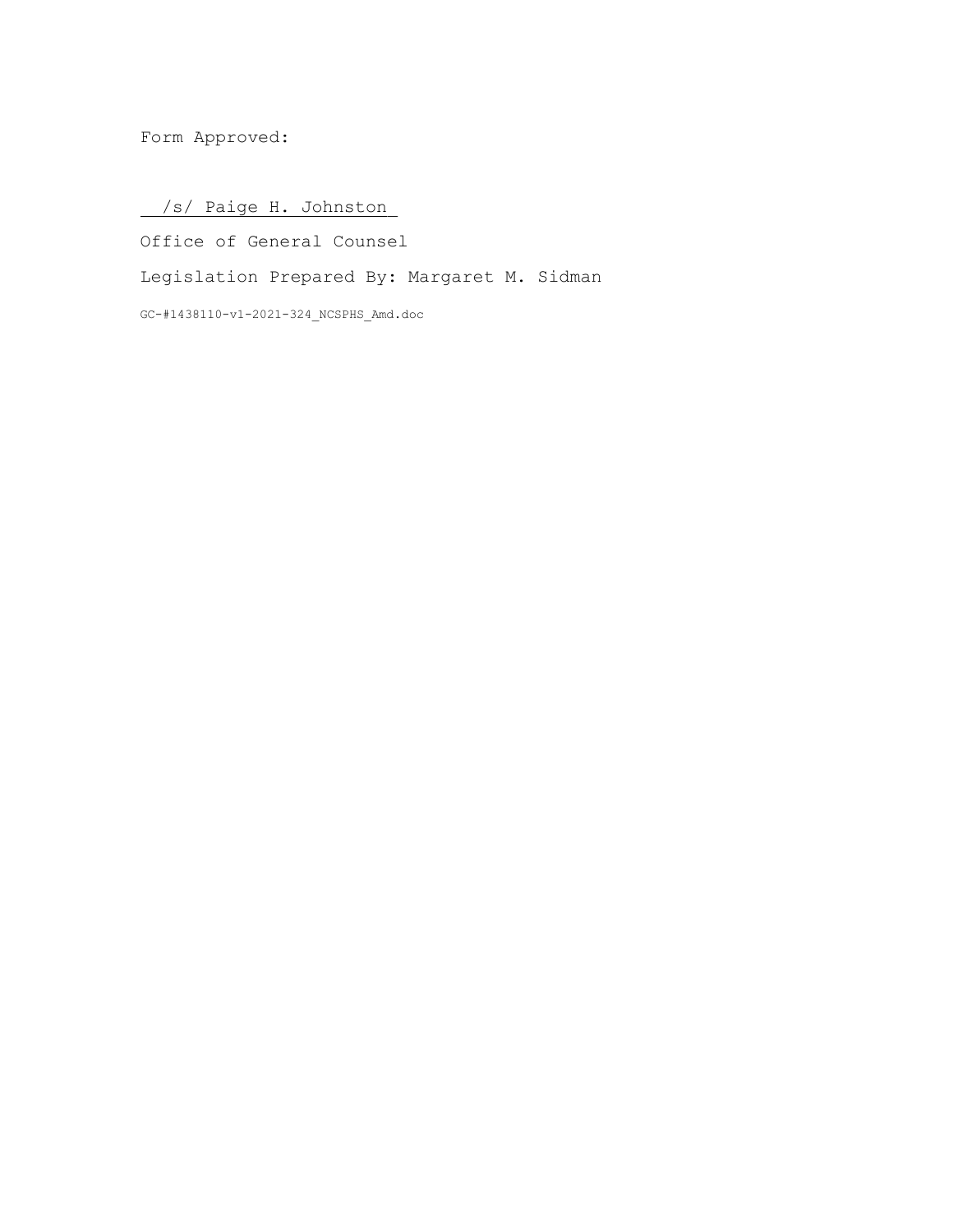Form Approved:

/s/ Paige H. Johnston

Office of General Counsel

Legislation Prepared By: Margaret M. Sidman

GC-#1438110-v1-2021-324_NCSPHS_Amd.doc